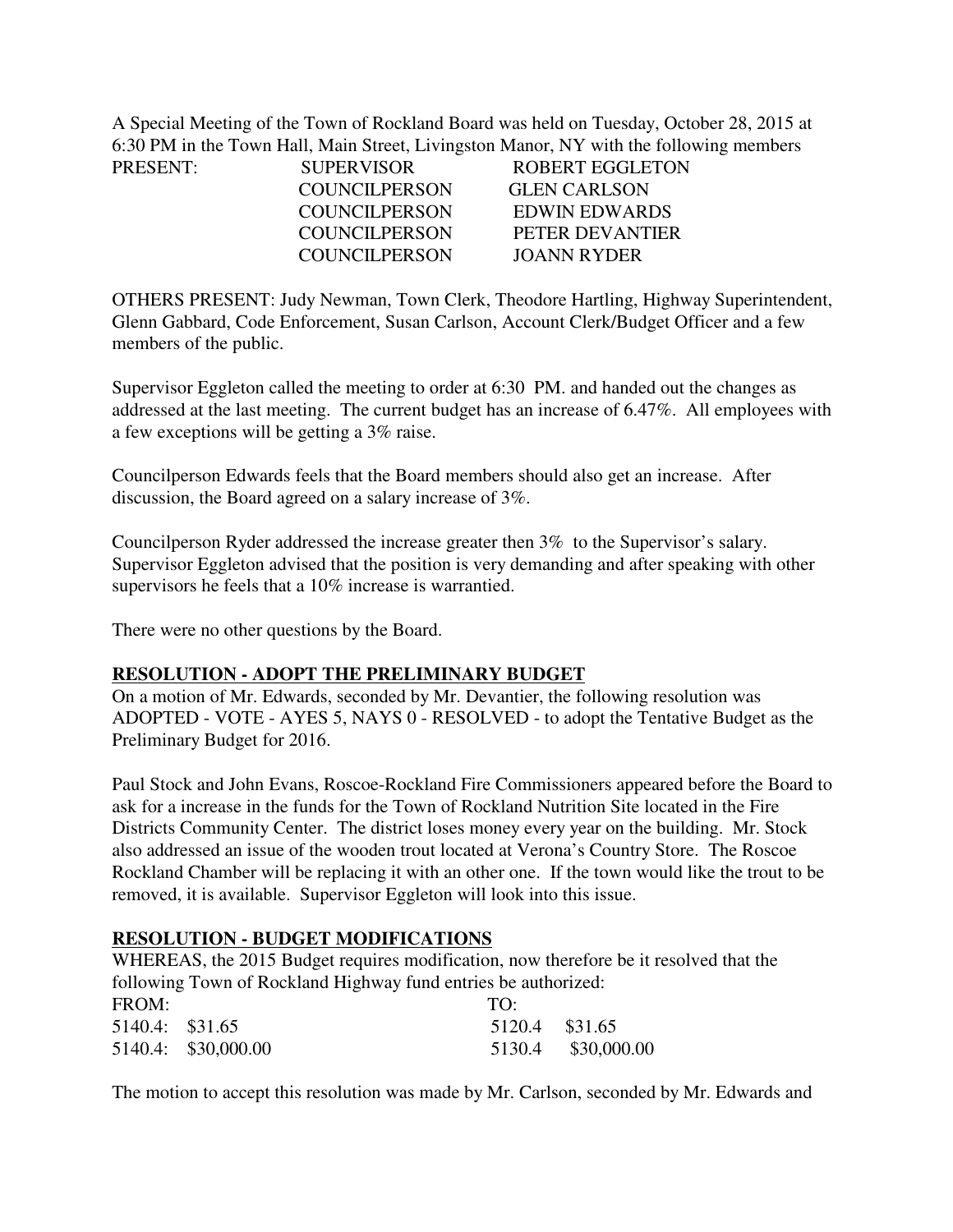A Special Meeting of the Town of Rockland Board was held on Tuesday, October 28, 2015 at 6:30 PM in the Town Hall, Main Street, Livingston Manor, NY with the following members

| PRESENT: | SUPERVISOR | ROBERT EGGLETON |
|---|---|---|
| | COUNCILPERSON | GLEN CARLSON |
| | COUNCILPERSON | EDWIN EDWARDS |
| | COUNCILPERSON | PETER DEVANTIER |
| | COUNCILPERSON | JOANN RYDER |

OTHERS PRESENT: Judy Newman, Town Clerk, Theodore Hartling, Highway Superintendent, Glenn Gabbard, Code Enforcement, Susan Carlson, Account Clerk/Budget Officer and a few members of the public.

Supervisor Eggleton called the meeting to order at 6:30 PM. and handed out the changes as addressed at the last meeting. The current budget has an increase of 6.47%. All employees with a few exceptions will be getting a 3% raise.

Councilperson Edwards feels that the Board members should also get an increase. After discussion, the Board agreed on a salary increase of 3%.

Councilperson Ryder addressed the increase greater then 3% to the Supervisor's salary. Supervisor Eggleton advised that the position is very demanding and after speaking with other supervisors he feels that a 10% increase is warrantied.

There were no other questions by the Board.

**RESOLUTION - ADOPT THE PRELIMINARY BUDGET**

On a motion of Mr. Edwards, seconded by Mr. Devantier, the following resolution was ADOPTED - VOTE - AYES 5, NAYS 0 - RESOLVED - to adopt the Tentative Budget as the Preliminary Budget for 2016.

Paul Stock and John Evans, Roscoe-Rockland Fire Commissioners appeared before the Board to ask for a increase in the funds for the Town of Rockland Nutrition Site located in the Fire Districts Community Center. The district loses money every year on the building. Mr. Stock also addressed an issue of the wooden trout located at Verona's Country Store. The Roscoe Rockland Chamber will be replacing it with an other one. If the town would like the trout to be removed, it is available. Supervisor Eggleton will look into this issue.

**RESOLUTION - BUDGET MODIFICATIONS**

WHEREAS, the 2015 Budget requires modification, now therefore be it resolved that the following Town of Rockland Highway fund entries be authorized:

| FROM: | | TO: | |
|---|---|---|---|
| 5140.4: | $31.65 | 5120.4 | $31.65 |
| 5140.4: | $30,000.00 | 5130.4 | $30,000.00 |

The motion to accept this resolution was made by Mr. Carlson, seconded by Mr. Edwards and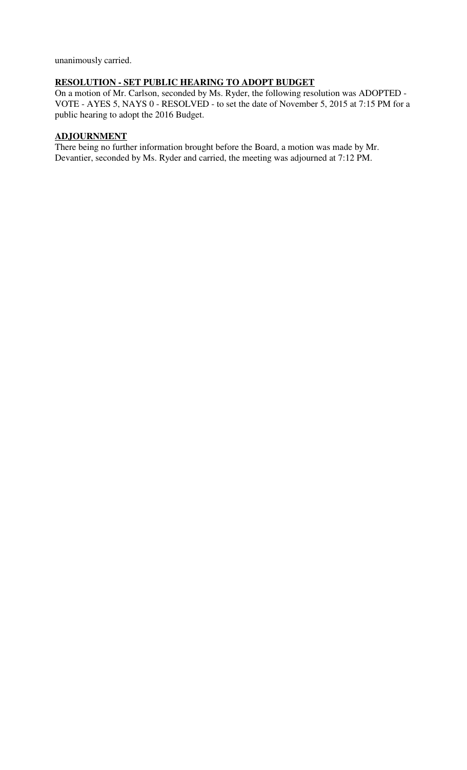unanimously carried.

**RESOLUTION - SET PUBLIC HEARING TO ADOPT BUDGET**

On a motion of Mr. Carlson, seconded by Ms. Ryder, the following resolution was ADOPTED - VOTE - AYES 5, NAYS 0 - RESOLVED - to set the date of November 5, 2015 at 7:15 PM for a public hearing to adopt the 2016 Budget.

**ADJOURNMENT**

There being no further information brought before the Board, a motion was made by Mr. Devantier, seconded by Ms. Ryder and carried, the meeting was adjourned at 7:12 PM.